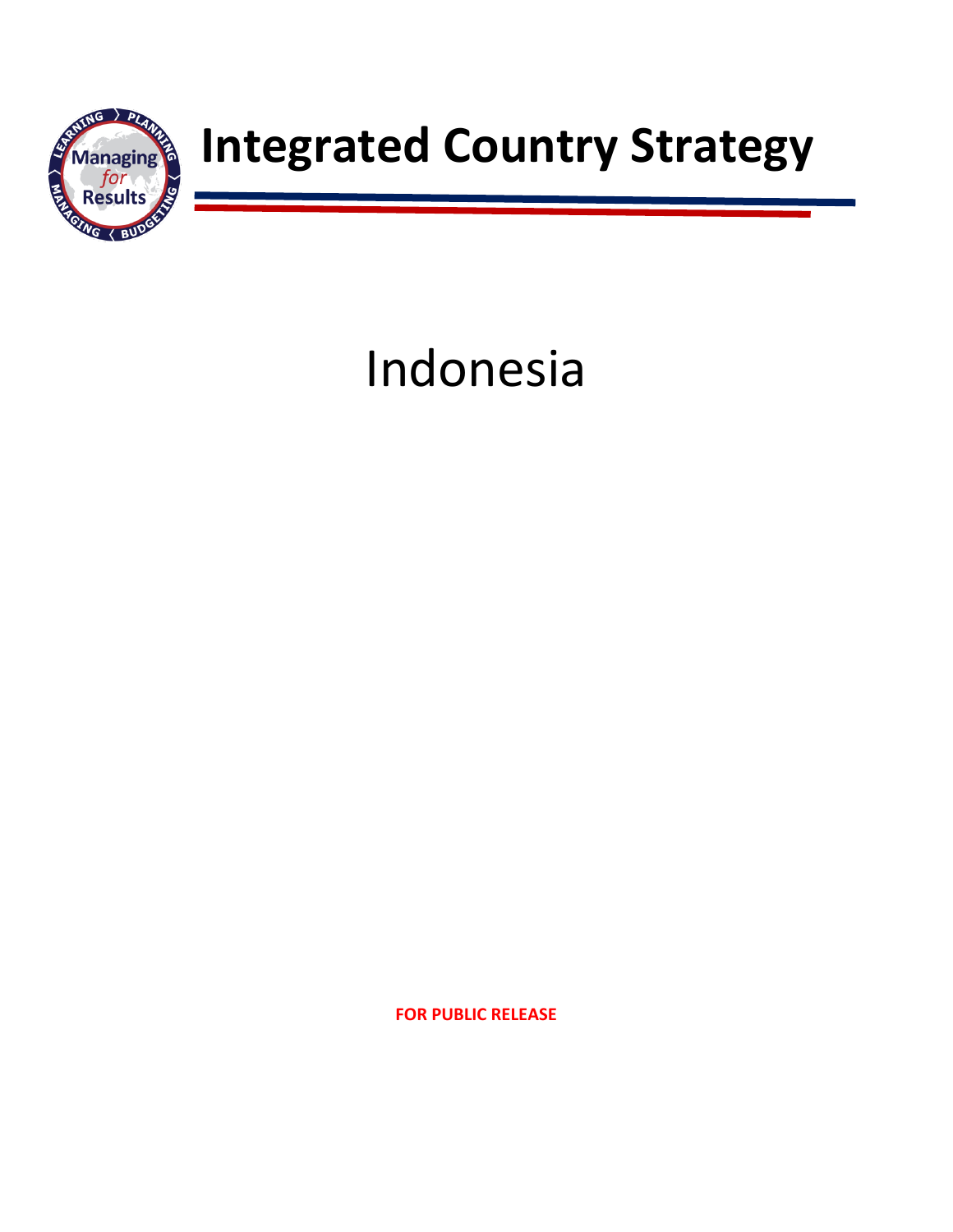# Integrated Country Strategy

Indonesia

**FOR PUBLIC RELEASE**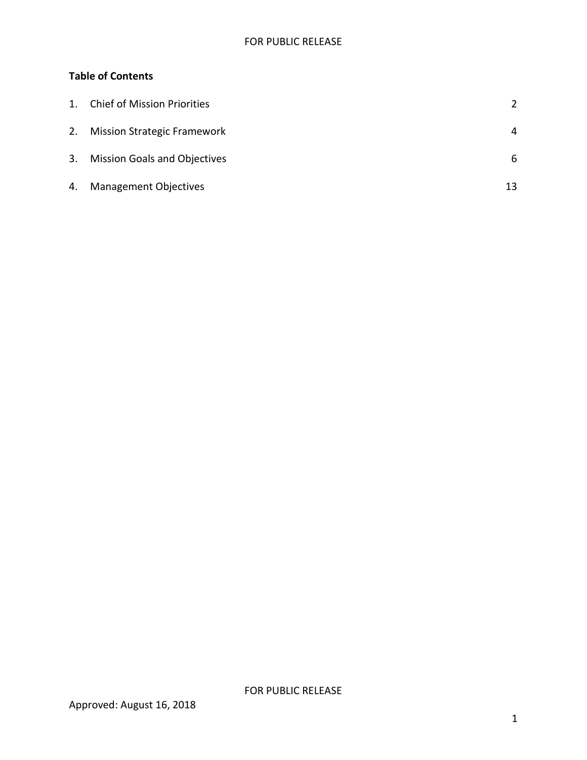**Table of Contents**

| | | |
|---|---|---|
| 1. | Chief of Mission Priorities | 2 |
| 2. | Mission Strategic Framework | 4 |
| 3. | Mission Goals and Objectives | 6 |
| 4. | Management Objectives | 13 |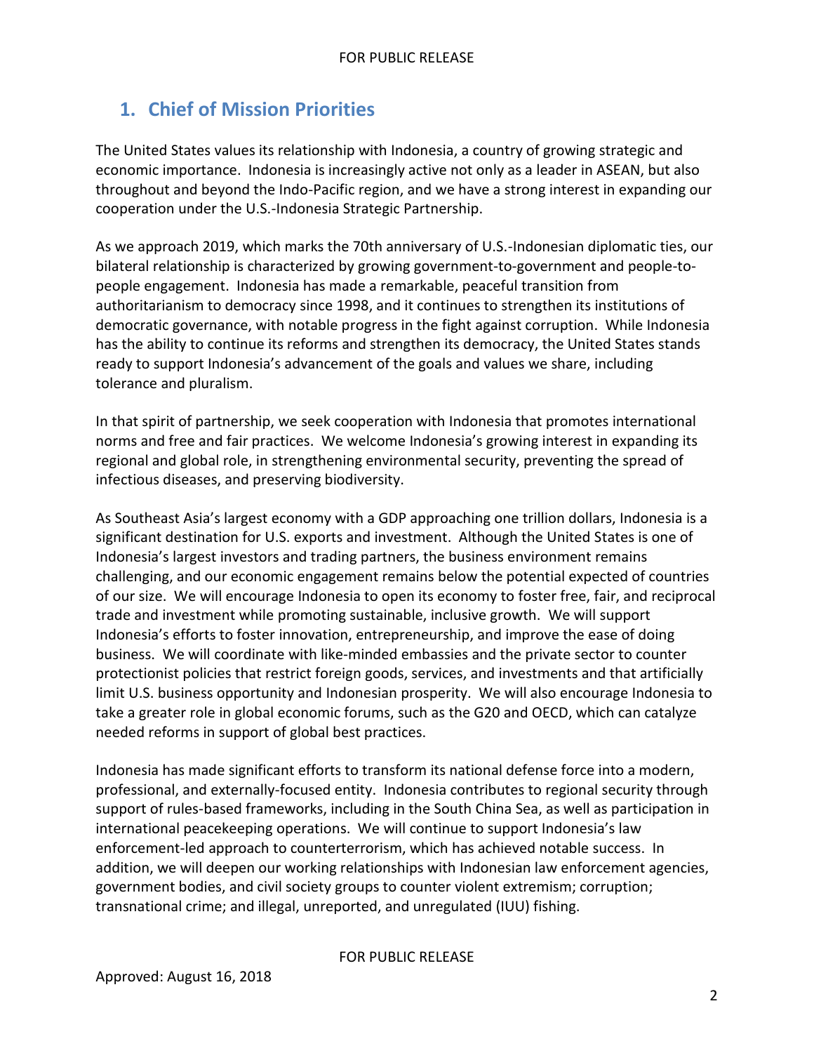## 1. Chief of Mission Priorities

The United States values its relationship with Indonesia, a country of growing strategic and economic importance. Indonesia is increasingly active not only as a leader in ASEAN, but also throughout and beyond the Indo-Pacific region, and we have a strong interest in expanding our cooperation under the U.S.-Indonesia Strategic Partnership.

As we approach 2019, which marks the 70th anniversary of U.S.-Indonesian diplomatic ties, our bilateral relationship is characterized by growing government-to-government and people-to-people engagement. Indonesia has made a remarkable, peaceful transition from authoritarianism to democracy since 1998, and it continues to strengthen its institutions of democratic governance, with notable progress in the fight against corruption. While Indonesia has the ability to continue its reforms and strengthen its democracy, the United States stands ready to support Indonesia's advancement of the goals and values we share, including tolerance and pluralism.

In that spirit of partnership, we seek cooperation with Indonesia that promotes international norms and free and fair practices. We welcome Indonesia's growing interest in expanding its regional and global role, in strengthening environmental security, preventing the spread of infectious diseases, and preserving biodiversity.

As Southeast Asia's largest economy with a GDP approaching one trillion dollars, Indonesia is a significant destination for U.S. exports and investment. Although the United States is one of Indonesia's largest investors and trading partners, the business environment remains challenging, and our economic engagement remains below the potential expected of countries of our size. We will encourage Indonesia to open its economy to foster free, fair, and reciprocal trade and investment while promoting sustainable, inclusive growth. We will support Indonesia's efforts to foster innovation, entrepreneurship, and improve the ease of doing business. We will coordinate with like-minded embassies and the private sector to counter protectionist policies that restrict foreign goods, services, and investments and that artificially limit U.S. business opportunity and Indonesian prosperity. We will also encourage Indonesia to take a greater role in global economic forums, such as the G20 and OECD, which can catalyze needed reforms in support of global best practices.

Indonesia has made significant efforts to transform its national defense force into a modern, professional, and externally-focused entity. Indonesia contributes to regional security through support of rules-based frameworks, including in the South China Sea, as well as participation in international peacekeeping operations. We will continue to support Indonesia's law enforcement-led approach to counterterrorism, which has achieved notable success. In addition, we will deepen our working relationships with Indonesian law enforcement agencies, government bodies, and civil society groups to counter violent extremism; corruption; transnational crime; and illegal, unreported, and unregulated (IUU) fishing.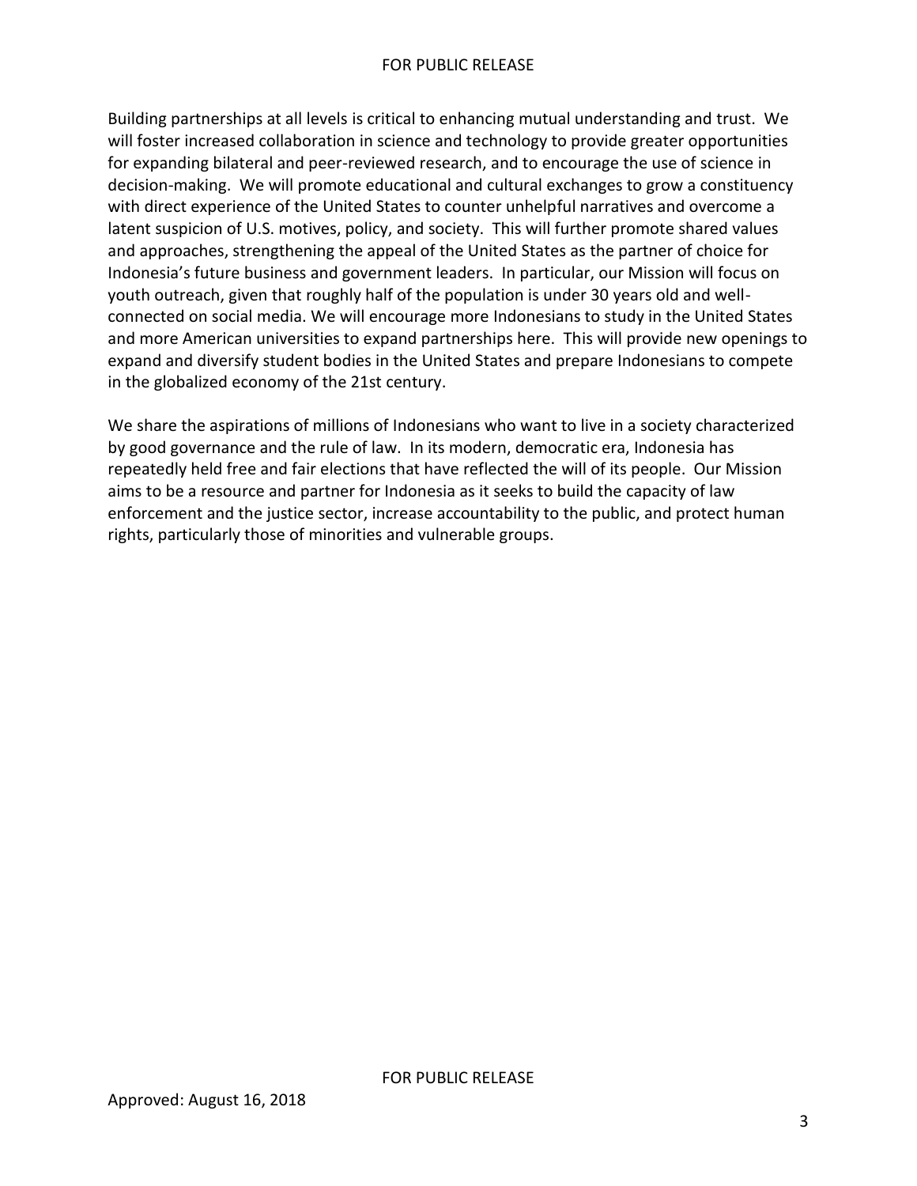Building partnerships at all levels is critical to enhancing mutual understanding and trust. We will foster increased collaboration in science and technology to provide greater opportunities for expanding bilateral and peer-reviewed research, and to encourage the use of science in decision-making. We will promote educational and cultural exchanges to grow a constituency with direct experience of the United States to counter unhelpful narratives and overcome a latent suspicion of U.S. motives, policy, and society. This will further promote shared values and approaches, strengthening the appeal of the United States as the partner of choice for Indonesia's future business and government leaders. In particular, our Mission will focus on youth outreach, given that roughly half of the population is under 30 years old and well-connected on social media. We will encourage more Indonesians to study in the United States and more American universities to expand partnerships here. This will provide new openings to expand and diversify student bodies in the United States and prepare Indonesians to compete in the globalized economy of the 21st century.

We share the aspirations of millions of Indonesians who want to live in a society characterized by good governance and the rule of law. In its modern, democratic era, Indonesia has repeatedly held free and fair elections that have reflected the will of its people. Our Mission aims to be a resource and partner for Indonesia as it seeks to build the capacity of law enforcement and the justice sector, increase accountability to the public, and protect human rights, particularly those of minorities and vulnerable groups.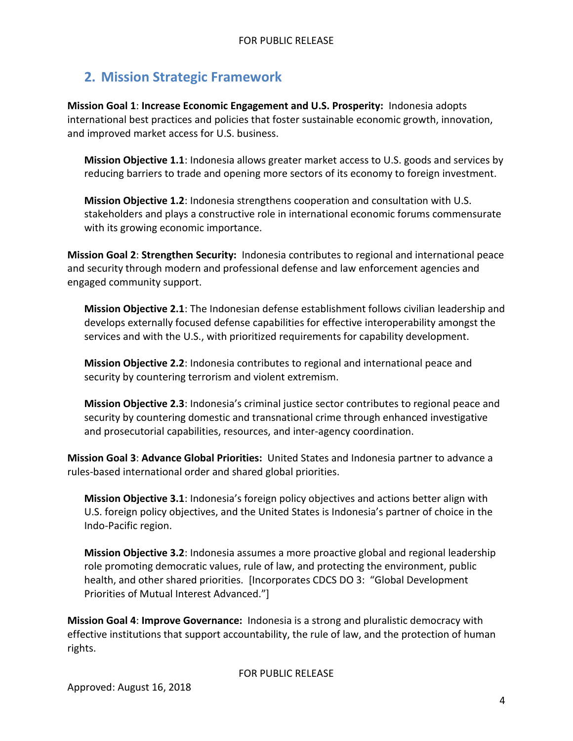## 2. Mission Strategic Framework

**Mission Goal 1**: **Increase Economic Engagement and U.S. Prosperity:** Indonesia adopts international best practices and policies that foster sustainable economic growth, innovation, and improved market access for U.S. business.

**Mission Objective 1.1**: Indonesia allows greater market access to U.S. goods and services by reducing barriers to trade and opening more sectors of its economy to foreign investment.

**Mission Objective 1.2**: Indonesia strengthens cooperation and consultation with U.S. stakeholders and plays a constructive role in international economic forums commensurate with its growing economic importance.

**Mission Goal 2**: **Strengthen Security:** Indonesia contributes to regional and international peace and security through modern and professional defense and law enforcement agencies and engaged community support.

**Mission Objective 2.1**: The Indonesian defense establishment follows civilian leadership and develops externally focused defense capabilities for effective interoperability amongst the services and with the U.S., with prioritized requirements for capability development.

**Mission Objective 2.2**: Indonesia contributes to regional and international peace and security by countering terrorism and violent extremism.

**Mission Objective 2.3**: Indonesia's criminal justice sector contributes to regional peace and security by countering domestic and transnational crime through enhanced investigative and prosecutorial capabilities, resources, and inter-agency coordination.

**Mission Goal 3**: **Advance Global Priorities:** United States and Indonesia partner to advance a rules-based international order and shared global priorities.

**Mission Objective 3.1**: Indonesia's foreign policy objectives and actions better align with U.S. foreign policy objectives, and the United States is Indonesia's partner of choice in the Indo-Pacific region.

**Mission Objective 3.2**: Indonesia assumes a more proactive global and regional leadership role promoting democratic values, rule of law, and protecting the environment, public health, and other shared priorities. [Incorporates CDCS DO 3: "Global Development Priorities of Mutual Interest Advanced."]

**Mission Goal 4**: **Improve Governance:** Indonesia is a strong and pluralistic democracy with effective institutions that support accountability, the rule of law, and the protection of human rights.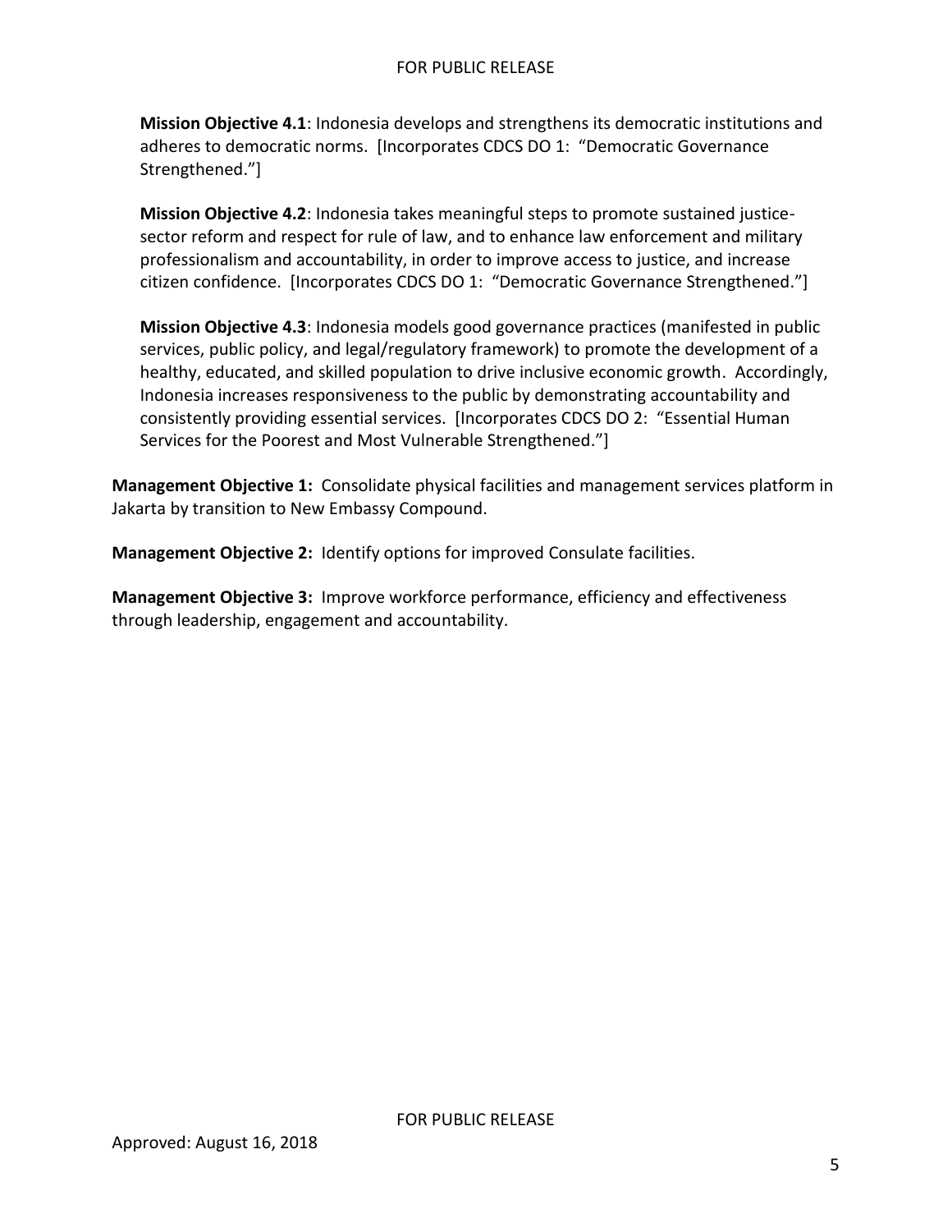**Mission Objective 4.1**: Indonesia develops and strengthens its democratic institutions and adheres to democratic norms. [Incorporates CDCS DO 1: "Democratic Governance Strengthened."]

**Mission Objective 4.2**: Indonesia takes meaningful steps to promote sustained justice-sector reform and respect for rule of law, and to enhance law enforcement and military professionalism and accountability, in order to improve access to justice, and increase citizen confidence. [Incorporates CDCS DO 1: "Democratic Governance Strengthened."]

**Mission Objective 4.3**: Indonesia models good governance practices (manifested in public services, public policy, and legal/regulatory framework) to promote the development of a healthy, educated, and skilled population to drive inclusive economic growth. Accordingly, Indonesia increases responsiveness to the public by demonstrating accountability and consistently providing essential services. [Incorporates CDCS DO 2: "Essential Human Services for the Poorest and Most Vulnerable Strengthened."]

**Management Objective 1:** Consolidate physical facilities and management services platform in Jakarta by transition to New Embassy Compound.

**Management Objective 2:** Identify options for improved Consulate facilities.

**Management Objective 3:** Improve workforce performance, efficiency and effectiveness through leadership, engagement and accountability.

Approved: August 16, 2018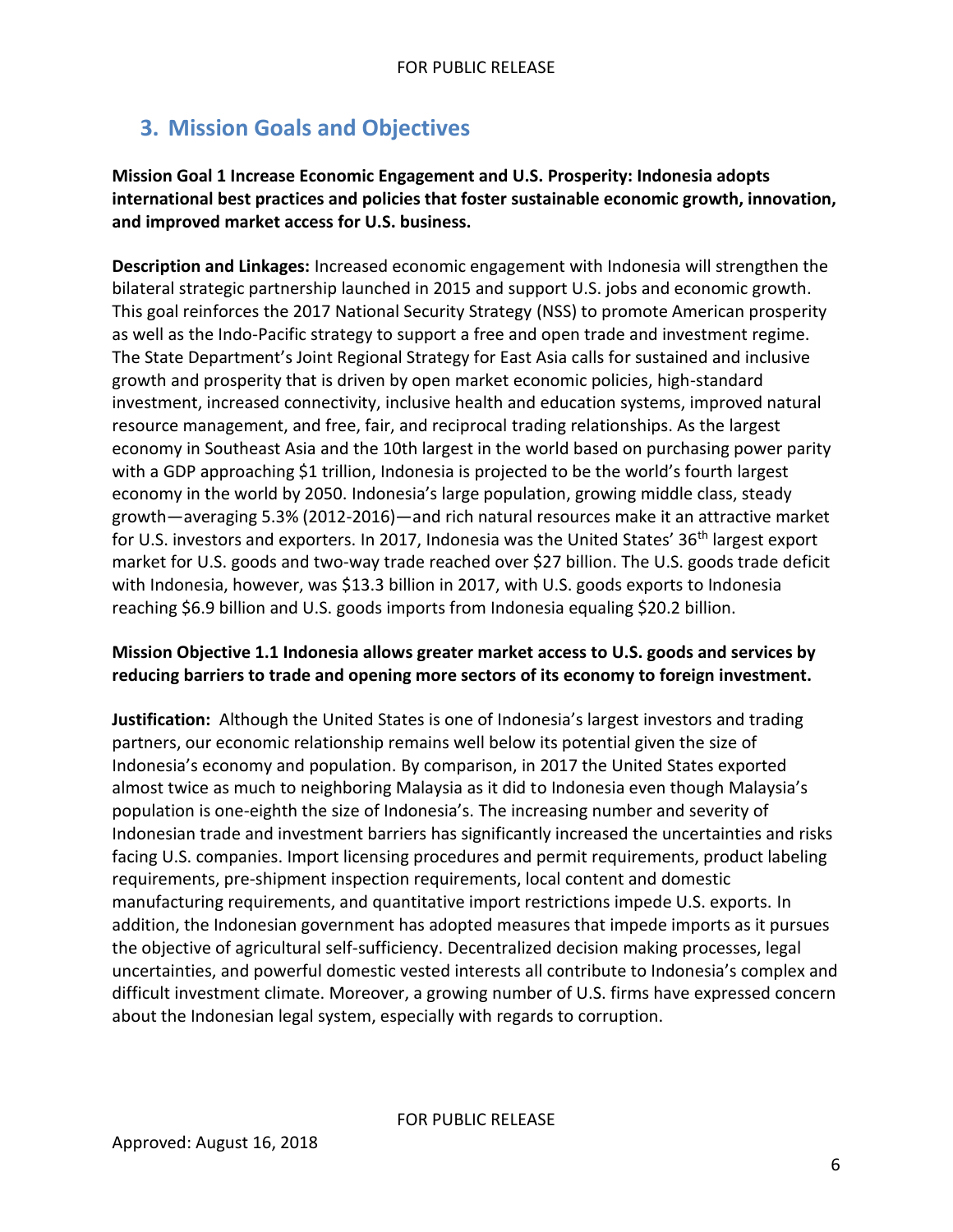## 3. Mission Goals and Objectives

**Mission Goal 1 Increase Economic Engagement and U.S. Prosperity: Indonesia adopts international best practices and policies that foster sustainable economic growth, innovation, and improved market access for U.S. business.**

**Description and Linkages:** Increased economic engagement with Indonesia will strengthen the bilateral strategic partnership launched in 2015 and support U.S. jobs and economic growth. This goal reinforces the 2017 National Security Strategy (NSS) to promote American prosperity as well as the Indo-Pacific strategy to support a free and open trade and investment regime. The State Department's Joint Regional Strategy for East Asia calls for sustained and inclusive growth and prosperity that is driven by open market economic policies, high-standard investment, increased connectivity, inclusive health and education systems, improved natural resource management, and free, fair, and reciprocal trading relationships. As the largest economy in Southeast Asia and the 10th largest in the world based on purchasing power parity with a GDP approaching $1 trillion, Indonesia is projected to be the world's fourth largest economy in the world by 2050. Indonesia's large population, growing middle class, steady growth—averaging 5.3% (2012-2016)—and rich natural resources make it an attractive market for U.S. investors and exporters. In 2017, Indonesia was the United States' 36th largest export market for U.S. goods and two-way trade reached over $27 billion. The U.S. goods trade deficit with Indonesia, however, was $13.3 billion in 2017, with U.S. goods exports to Indonesia reaching $6.9 billion and U.S. goods imports from Indonesia equaling $20.2 billion.

**Mission Objective 1.1 Indonesia allows greater market access to U.S. goods and services by reducing barriers to trade and opening more sectors of its economy to foreign investment.**

**Justification:** Although the United States is one of Indonesia's largest investors and trading partners, our economic relationship remains well below its potential given the size of Indonesia's economy and population. By comparison, in 2017 the United States exported almost twice as much to neighboring Malaysia as it did to Indonesia even though Malaysia's population is one-eighth the size of Indonesia's. The increasing number and severity of Indonesian trade and investment barriers has significantly increased the uncertainties and risks facing U.S. companies. Import licensing procedures and permit requirements, product labeling requirements, pre-shipment inspection requirements, local content and domestic manufacturing requirements, and quantitative import restrictions impede U.S. exports. In addition, the Indonesian government has adopted measures that impede imports as it pursues the objective of agricultural self-sufficiency. Decentralized decision making processes, legal uncertainties, and powerful domestic vested interests all contribute to Indonesia's complex and difficult investment climate. Moreover, a growing number of U.S. firms have expressed concern about the Indonesian legal system, especially with regards to corruption.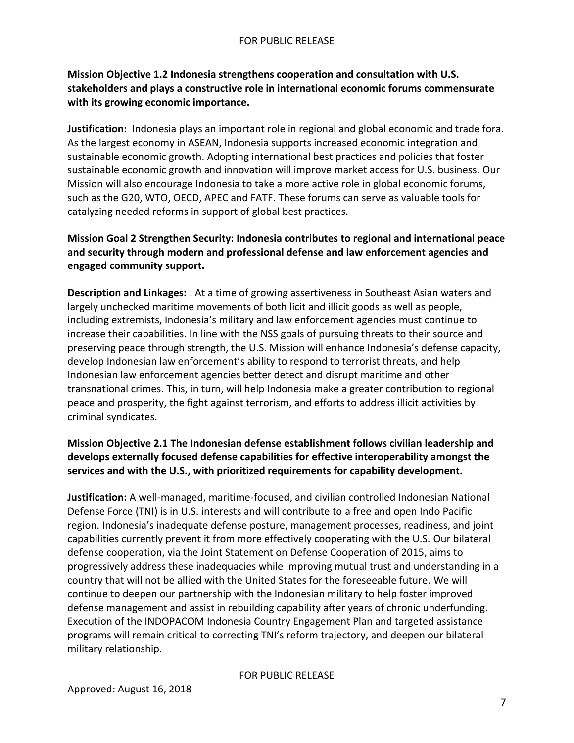**Mission Objective 1.2 Indonesia strengthens cooperation and consultation with U.S. stakeholders and plays a constructive role in international economic forums commensurate with its growing economic importance.**

**Justification:** Indonesia plays an important role in regional and global economic and trade fora. As the largest economy in ASEAN, Indonesia supports increased economic integration and sustainable economic growth. Adopting international best practices and policies that foster sustainable economic growth and innovation will improve market access for U.S. business. Our Mission will also encourage Indonesia to take a more active role in global economic forums, such as the G20, WTO, OECD, APEC and FATF. These forums can serve as valuable tools for catalyzing needed reforms in support of global best practices.

**Mission Goal 2 Strengthen Security: Indonesia contributes to regional and international peace and security through modern and professional defense and law enforcement agencies and engaged community support.**

**Description and Linkages:** : At a time of growing assertiveness in Southeast Asian waters and largely unchecked maritime movements of both licit and illicit goods as well as people, including extremists, Indonesia's military and law enforcement agencies must continue to increase their capabilities. In line with the NSS goals of pursuing threats to their source and preserving peace through strength, the U.S. Mission will enhance Indonesia's defense capacity, develop Indonesian law enforcement's ability to respond to terrorist threats, and help Indonesian law enforcement agencies better detect and disrupt maritime and other transnational crimes. This, in turn, will help Indonesia make a greater contribution to regional peace and prosperity, the fight against terrorism, and efforts to address illicit activities by criminal syndicates.

**Mission Objective 2.1 The Indonesian defense establishment follows civilian leadership and develops externally focused defense capabilities for effective interoperability amongst the services and with the U.S., with prioritized requirements for capability development.**

**Justification:** A well-managed, maritime-focused, and civilian controlled Indonesian National Defense Force (TNI) is in U.S. interests and will contribute to a free and open Indo Pacific region. Indonesia's inadequate defense posture, management processes, readiness, and joint capabilities currently prevent it from more effectively cooperating with the U.S. Our bilateral defense cooperation, via the Joint Statement on Defense Cooperation of 2015, aims to progressively address these inadequacies while improving mutual trust and understanding in a country that will not be allied with the United States for the foreseeable future. We will continue to deepen our partnership with the Indonesian military to help foster improved defense management and assist in rebuilding capability after years of chronic underfunding. Execution of the INDOPACOM Indonesia Country Engagement Plan and targeted assistance programs will remain critical to correcting TNI's reform trajectory, and deepen our bilateral military relationship.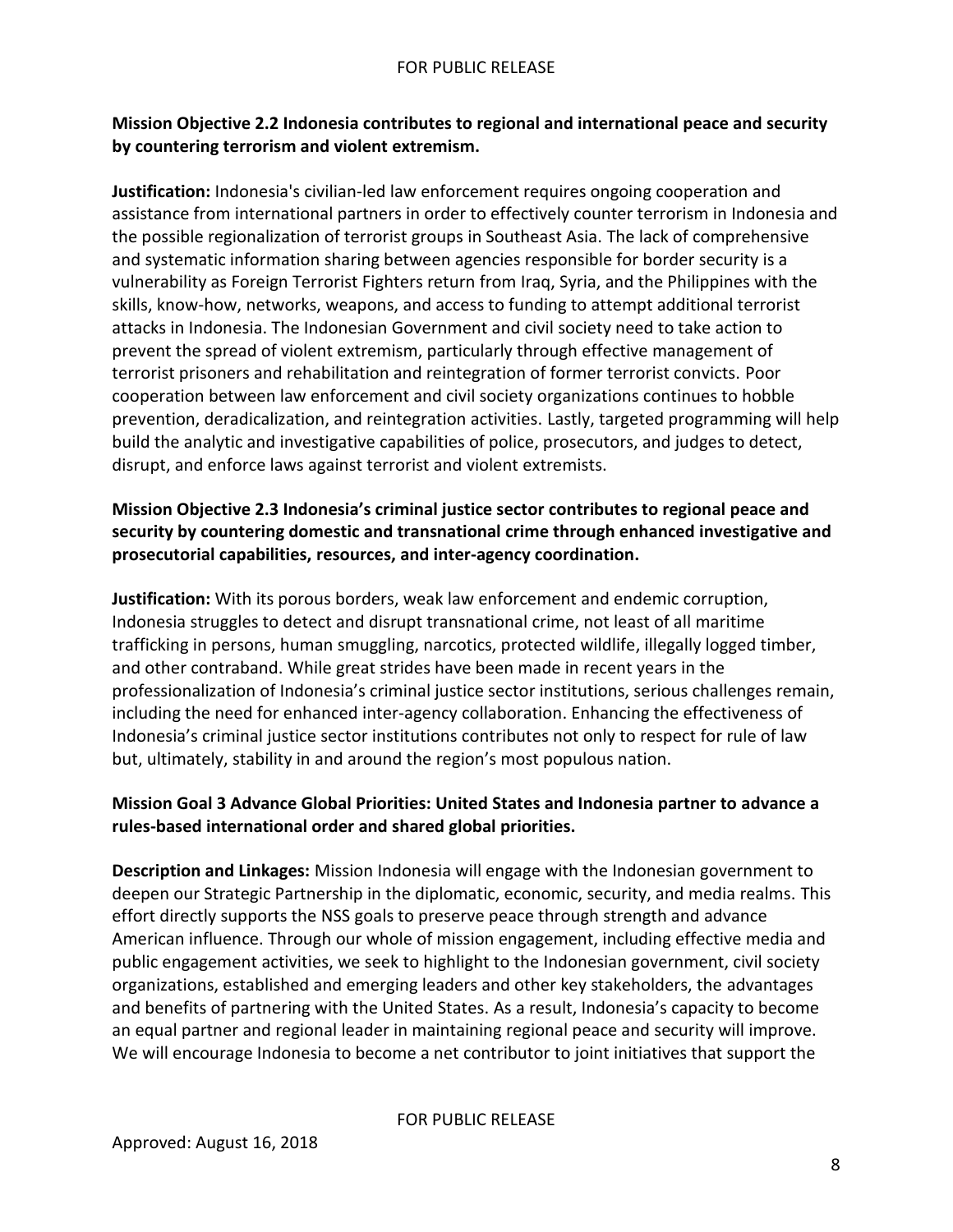**Mission Objective 2.2 Indonesia contributes to regional and international peace and security by countering terrorism and violent extremism.**

**Justification:** Indonesia's civilian-led law enforcement requires ongoing cooperation and assistance from international partners in order to effectively counter terrorism in Indonesia and the possible regionalization of terrorist groups in Southeast Asia. The lack of comprehensive and systematic information sharing between agencies responsible for border security is a vulnerability as Foreign Terrorist Fighters return from Iraq, Syria, and the Philippines with the skills, know-how, networks, weapons, and access to funding to attempt additional terrorist attacks in Indonesia. The Indonesian Government and civil society need to take action to prevent the spread of violent extremism, particularly through effective management of terrorist prisoners and rehabilitation and reintegration of former terrorist convicts. Poor cooperation between law enforcement and civil society organizations continues to hobble prevention, deradicalization, and reintegration activities. Lastly, targeted programming will help build the analytic and investigative capabilities of police, prosecutors, and judges to detect, disrupt, and enforce laws against terrorist and violent extremists.

**Mission Objective 2.3 Indonesia's criminal justice sector contributes to regional peace and security by countering domestic and transnational crime through enhanced investigative and prosecutorial capabilities, resources, and inter-agency coordination.**

**Justification:** With its porous borders, weak law enforcement and endemic corruption, Indonesia struggles to detect and disrupt transnational crime, not least of all maritime trafficking in persons, human smuggling, narcotics, protected wildlife, illegally logged timber, and other contraband. While great strides have been made in recent years in the professionalization of Indonesia's criminal justice sector institutions, serious challenges remain, including the need for enhanced inter-agency collaboration. Enhancing the effectiveness of Indonesia's criminal justice sector institutions contributes not only to respect for rule of law but, ultimately, stability in and around the region's most populous nation.

**Mission Goal 3 Advance Global Priorities: United States and Indonesia partner to advance a rules-based international order and shared global priorities.**

**Description and Linkages:** Mission Indonesia will engage with the Indonesian government to deepen our Strategic Partnership in the diplomatic, economic, security, and media realms. This effort directly supports the NSS goals to preserve peace through strength and advance American influence. Through our whole of mission engagement, including effective media and public engagement activities, we seek to highlight to the Indonesian government, civil society organizations, established and emerging leaders and other key stakeholders, the advantages and benefits of partnering with the United States. As a result, Indonesia's capacity to become an equal partner and regional leader in maintaining regional peace and security will improve. We will encourage Indonesia to become a net contributor to joint initiatives that support the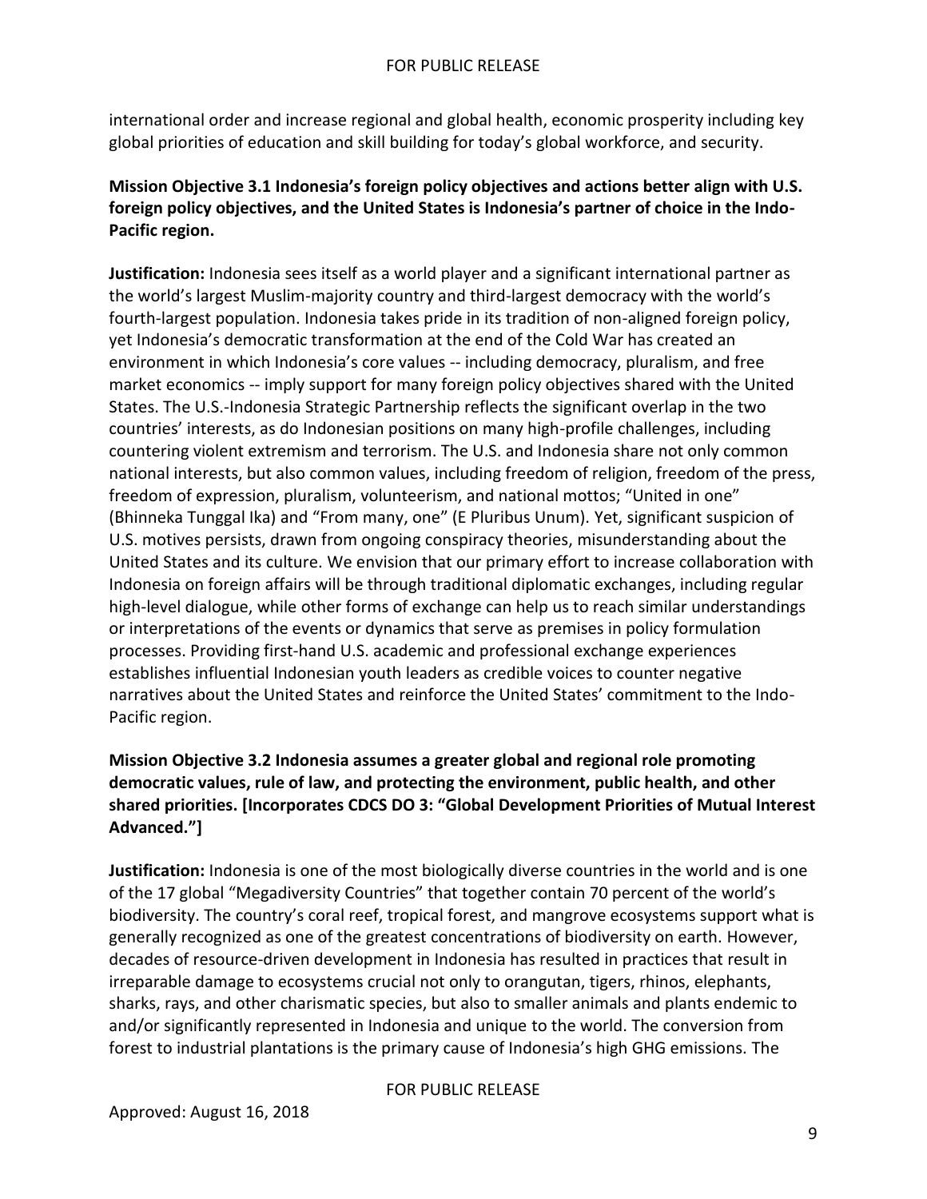international order and increase regional and global health, economic prosperity including key global priorities of education and skill building for today's global workforce, and security.

**Mission Objective 3.1 Indonesia's foreign policy objectives and actions better align with U.S. foreign policy objectives, and the United States is Indonesia's partner of choice in the Indo-Pacific region.**

**Justification:** Indonesia sees itself as a world player and a significant international partner as the world's largest Muslim-majority country and third-largest democracy with the world's fourth-largest population. Indonesia takes pride in its tradition of non-aligned foreign policy, yet Indonesia's democratic transformation at the end of the Cold War has created an environment in which Indonesia's core values -- including democracy, pluralism, and free market economics -- imply support for many foreign policy objectives shared with the United States. The U.S.-Indonesia Strategic Partnership reflects the significant overlap in the two countries' interests, as do Indonesian positions on many high-profile challenges, including countering violent extremism and terrorism. The U.S. and Indonesia share not only common national interests, but also common values, including freedom of religion, freedom of the press, freedom of expression, pluralism, volunteerism, and national mottos; "United in one" (Bhinneka Tunggal Ika) and "From many, one" (E Pluribus Unum). Yet, significant suspicion of U.S. motives persists, drawn from ongoing conspiracy theories, misunderstanding about the United States and its culture. We envision that our primary effort to increase collaboration with Indonesia on foreign affairs will be through traditional diplomatic exchanges, including regular high-level dialogue, while other forms of exchange can help us to reach similar understandings or interpretations of the events or dynamics that serve as premises in policy formulation processes. Providing first-hand U.S. academic and professional exchange experiences establishes influential Indonesian youth leaders as credible voices to counter negative narratives about the United States and reinforce the United States' commitment to the Indo-Pacific region.

**Mission Objective 3.2 Indonesia assumes a greater global and regional role promoting democratic values, rule of law, and protecting the environment, public health, and other shared priorities. [Incorporates CDCS DO 3: "Global Development Priorities of Mutual Interest Advanced."]**

**Justification:** Indonesia is one of the most biologically diverse countries in the world and is one of the 17 global "Megadiversity Countries" that together contain 70 percent of the world's biodiversity. The country's coral reef, tropical forest, and mangrove ecosystems support what is generally recognized as one of the greatest concentrations of biodiversity on earth. However, decades of resource-driven development in Indonesia has resulted in practices that result in irreparable damage to ecosystems crucial not only to orangutan, tigers, rhinos, elephants, sharks, rays, and other charismatic species, but also to smaller animals and plants endemic to and/or significantly represented in Indonesia and unique to the world. The conversion from forest to industrial plantations is the primary cause of Indonesia's high GHG emissions. The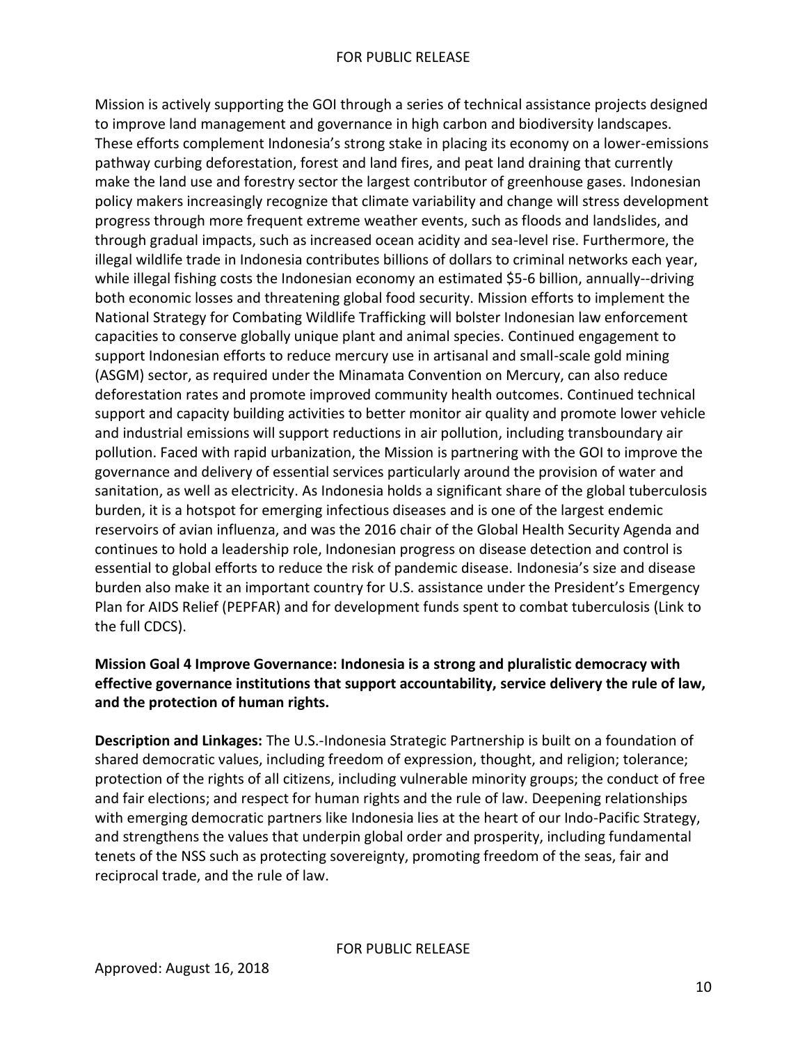Mission is actively supporting the GOI through a series of technical assistance projects designed to improve land management and governance in high carbon and biodiversity landscapes. These efforts complement Indonesia's strong stake in placing its economy on a lower-emissions pathway curbing deforestation, forest and land fires, and peat land draining that currently make the land use and forestry sector the largest contributor of greenhouse gases. Indonesian policy makers increasingly recognize that climate variability and change will stress development progress through more frequent extreme weather events, such as floods and landslides, and through gradual impacts, such as increased ocean acidity and sea-level rise. Furthermore, the illegal wildlife trade in Indonesia contributes billions of dollars to criminal networks each year, while illegal fishing costs the Indonesian economy an estimated $5-6 billion, annually--driving both economic losses and threatening global food security. Mission efforts to implement the National Strategy for Combating Wildlife Trafficking will bolster Indonesian law enforcement capacities to conserve globally unique plant and animal species. Continued engagement to support Indonesian efforts to reduce mercury use in artisanal and small-scale gold mining (ASGM) sector, as required under the Minamata Convention on Mercury, can also reduce deforestation rates and promote improved community health outcomes. Continued technical support and capacity building activities to better monitor air quality and promote lower vehicle and industrial emissions will support reductions in air pollution, including transboundary air pollution. Faced with rapid urbanization, the Mission is partnering with the GOI to improve the governance and delivery of essential services particularly around the provision of water and sanitation, as well as electricity. As Indonesia holds a significant share of the global tuberculosis burden, it is a hotspot for emerging infectious diseases and is one of the largest endemic reservoirs of avian influenza, and was the 2016 chair of the Global Health Security Agenda and continues to hold a leadership role, Indonesian progress on disease detection and control is essential to global efforts to reduce the risk of pandemic disease. Indonesia's size and disease burden also make it an important country for U.S. assistance under the President's Emergency Plan for AIDS Relief (PEPFAR) and for development funds spent to combat tuberculosis (Link to the full CDCS).

**Mission Goal 4 Improve Governance: Indonesia is a strong and pluralistic democracy with effective governance institutions that support accountability, service delivery the rule of law, and the protection of human rights.**

**Description and Linkages:** The U.S.-Indonesia Strategic Partnership is built on a foundation of shared democratic values, including freedom of expression, thought, and religion; tolerance; protection of the rights of all citizens, including vulnerable minority groups; the conduct of free and fair elections; and respect for human rights and the rule of law. Deepening relationships with emerging democratic partners like Indonesia lies at the heart of our Indo-Pacific Strategy, and strengthens the values that underpin global order and prosperity, including fundamental tenets of the NSS such as protecting sovereignty, promoting freedom of the seas, fair and reciprocal trade, and the rule of law.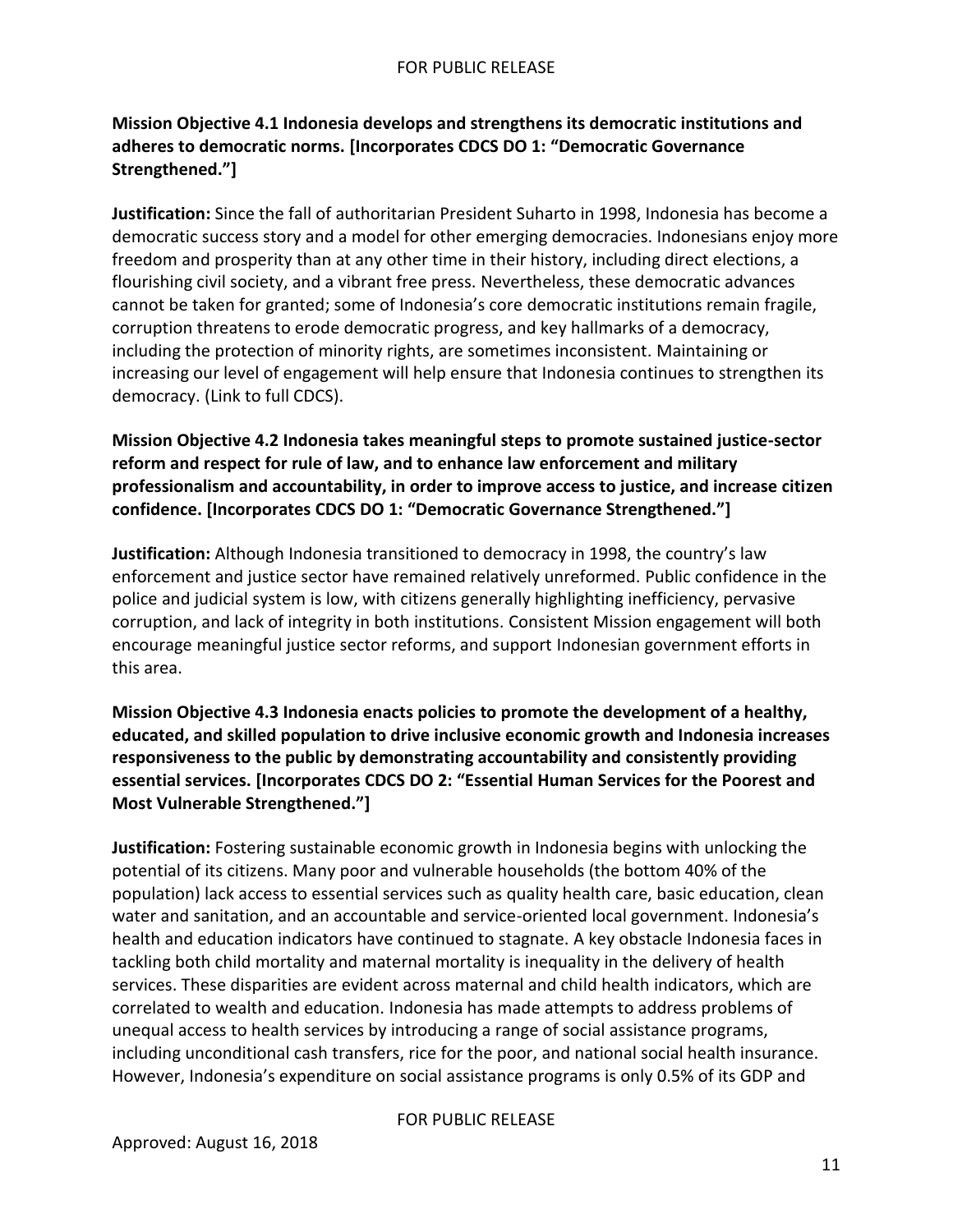**Mission Objective 4.1 Indonesia develops and strengthens its democratic institutions and adheres to democratic norms. [Incorporates CDCS DO 1: "Democratic Governance Strengthened."]**

**Justification:** Since the fall of authoritarian President Suharto in 1998, Indonesia has become a democratic success story and a model for other emerging democracies. Indonesians enjoy more freedom and prosperity than at any other time in their history, including direct elections, a flourishing civil society, and a vibrant free press. Nevertheless, these democratic advances cannot be taken for granted; some of Indonesia's core democratic institutions remain fragile, corruption threatens to erode democratic progress, and key hallmarks of a democracy, including the protection of minority rights, are sometimes inconsistent. Maintaining or increasing our level of engagement will help ensure that Indonesia continues to strengthen its democracy. (Link to full CDCS).

**Mission Objective 4.2 Indonesia takes meaningful steps to promote sustained justice-sector reform and respect for rule of law, and to enhance law enforcement and military professionalism and accountability, in order to improve access to justice, and increase citizen confidence. [Incorporates CDCS DO 1: "Democratic Governance Strengthened."]**

**Justification:** Although Indonesia transitioned to democracy in 1998, the country's law enforcement and justice sector have remained relatively unreformed. Public confidence in the police and judicial system is low, with citizens generally highlighting inefficiency, pervasive corruption, and lack of integrity in both institutions. Consistent Mission engagement will both encourage meaningful justice sector reforms, and support Indonesian government efforts in this area.

**Mission Objective 4.3 Indonesia enacts policies to promote the development of a healthy, educated, and skilled population to drive inclusive economic growth and Indonesia increases responsiveness to the public by demonstrating accountability and consistently providing essential services. [Incorporates CDCS DO 2: "Essential Human Services for the Poorest and Most Vulnerable Strengthened."]**

**Justification:** Fostering sustainable economic growth in Indonesia begins with unlocking the potential of its citizens. Many poor and vulnerable households (the bottom 40% of the population) lack access to essential services such as quality health care, basic education, clean water and sanitation, and an accountable and service-oriented local government. Indonesia's health and education indicators have continued to stagnate. A key obstacle Indonesia faces in tackling both child mortality and maternal mortality is inequality in the delivery of health services. These disparities are evident across maternal and child health indicators, which are correlated to wealth and education. Indonesia has made attempts to address problems of unequal access to health services by introducing a range of social assistance programs, including unconditional cash transfers, rice for the poor, and national social health insurance. However, Indonesia's expenditure on social assistance programs is only 0.5% of its GDP and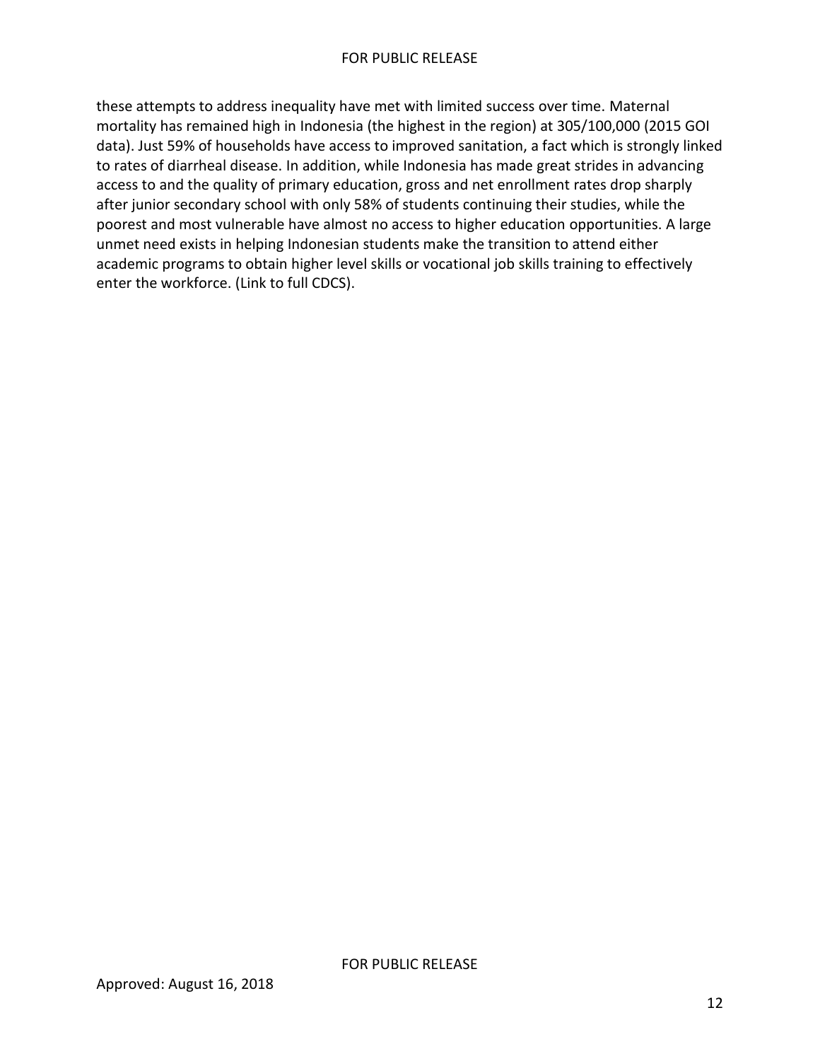these attempts to address inequality have met with limited success over time. Maternal mortality has remained high in Indonesia (the highest in the region) at 305/100,000 (2015 GOI data). Just 59% of households have access to improved sanitation, a fact which is strongly linked to rates of diarrheal disease. In addition, while Indonesia has made great strides in advancing access to and the quality of primary education, gross and net enrollment rates drop sharply after junior secondary school with only 58% of students continuing their studies, while the poorest and most vulnerable have almost no access to higher education opportunities. A large unmet need exists in helping Indonesian students make the transition to attend either academic programs to obtain higher level skills or vocational job skills training to effectively enter the workforce. (Link to full CDCS).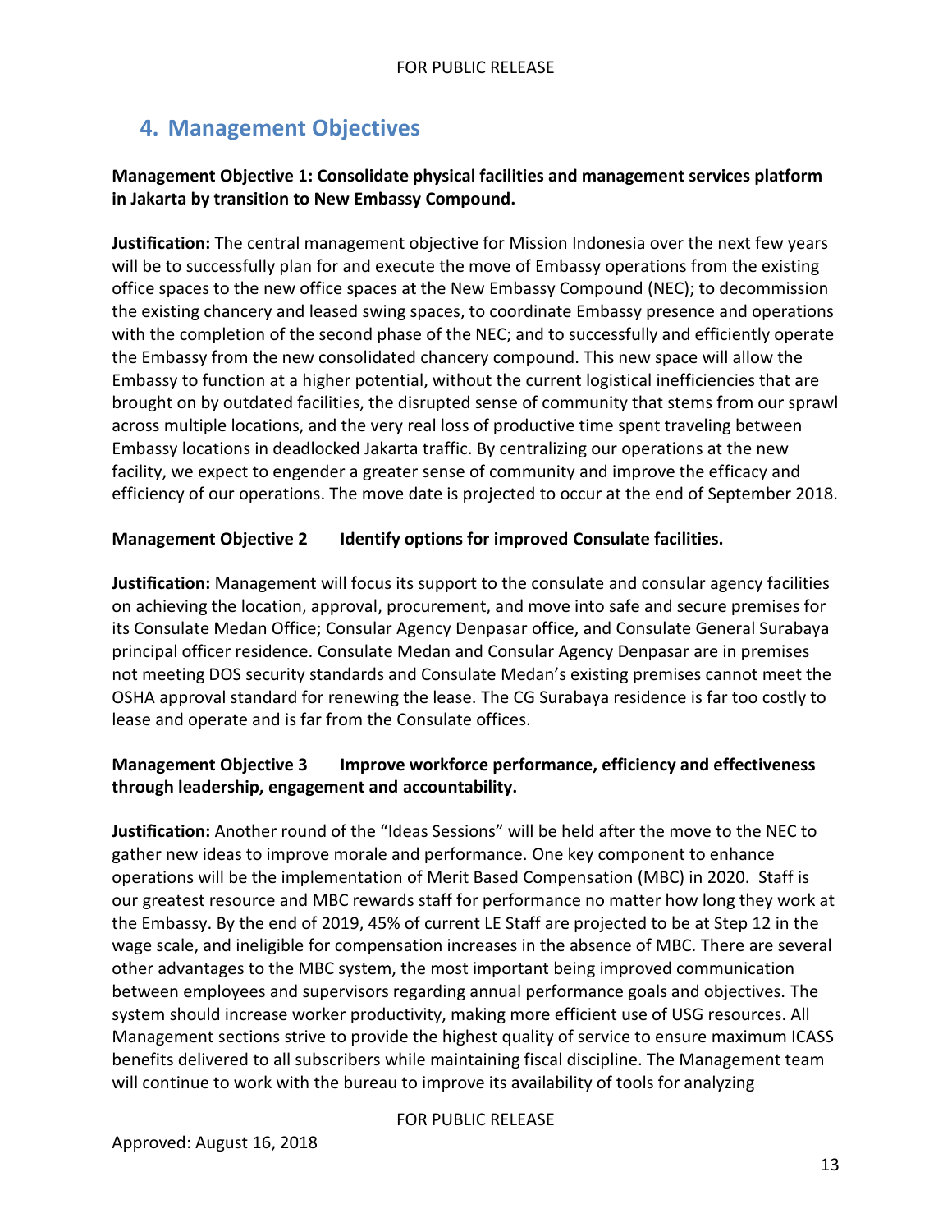## 4. Management Objectives

**Management Objective 1: Consolidate physical facilities and management services platform in Jakarta by transition to New Embassy Compound.**

**Justification:** The central management objective for Mission Indonesia over the next few years will be to successfully plan for and execute the move of Embassy operations from the existing office spaces to the new office spaces at the New Embassy Compound (NEC); to decommission the existing chancery and leased swing spaces, to coordinate Embassy presence and operations with the completion of the second phase of the NEC; and to successfully and efficiently operate the Embassy from the new consolidated chancery compound. This new space will allow the Embassy to function at a higher potential, without the current logistical inefficiencies that are brought on by outdated facilities, the disrupted sense of community that stems from our sprawl across multiple locations, and the very real loss of productive time spent traveling between Embassy locations in deadlocked Jakarta traffic. By centralizing our operations at the new facility, we expect to engender a greater sense of community and improve the efficacy and efficiency of our operations. The move date is projected to occur at the end of September 2018.

**Management Objective 2 Identify options for improved Consulate facilities.**

**Justification:** Management will focus its support to the consulate and consular agency facilities on achieving the location, approval, procurement, and move into safe and secure premises for its Consulate Medan Office; Consular Agency Denpasar office, and Consulate General Surabaya principal officer residence. Consulate Medan and Consular Agency Denpasar are in premises not meeting DOS security standards and Consulate Medan's existing premises cannot meet the OSHA approval standard for renewing the lease. The CG Surabaya residence is far too costly to lease and operate and is far from the Consulate offices.

**Management Objective 3 Improve workforce performance, efficiency and effectiveness through leadership, engagement and accountability.**

**Justification:** Another round of the "Ideas Sessions" will be held after the move to the NEC to gather new ideas to improve morale and performance. One key component to enhance operations will be the implementation of Merit Based Compensation (MBC) in 2020. Staff is our greatest resource and MBC rewards staff for performance no matter how long they work at the Embassy. By the end of 2019, 45% of current LE Staff are projected to be at Step 12 in the wage scale, and ineligible for compensation increases in the absence of MBC. There are several other advantages to the MBC system, the most important being improved communication between employees and supervisors regarding annual performance goals and objectives. The system should increase worker productivity, making more efficient use of USG resources. All Management sections strive to provide the highest quality of service to ensure maximum ICASS benefits delivered to all subscribers while maintaining fiscal discipline. The Management team will continue to work with the bureau to improve its availability of tools for analyzing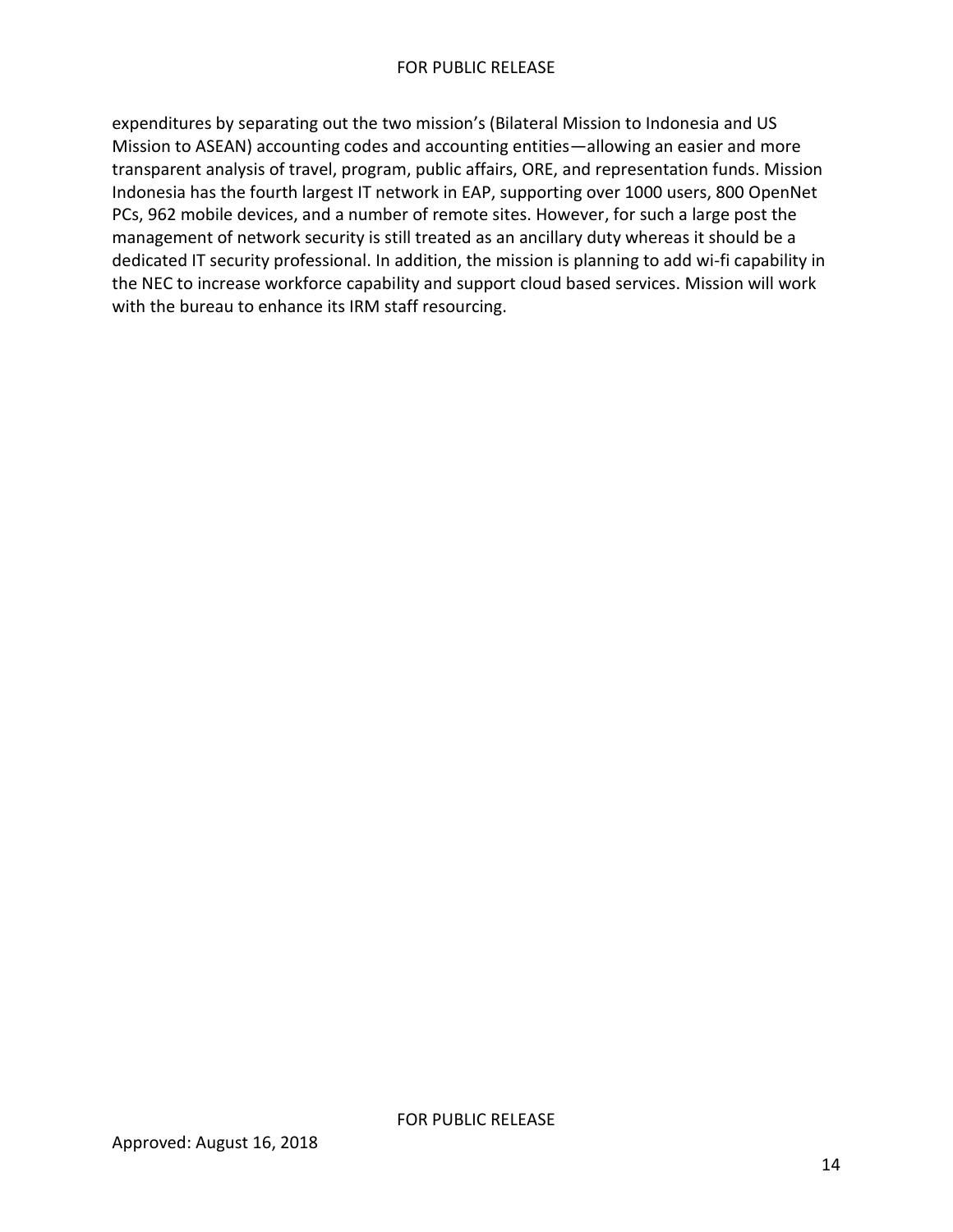expenditures by separating out the two mission's (Bilateral Mission to Indonesia and US Mission to ASEAN) accounting codes and accounting entities—allowing an easier and more transparent analysis of travel, program, public affairs, ORE, and representation funds. Mission Indonesia has the fourth largest IT network in EAP, supporting over 1000 users, 800 OpenNet PCs, 962 mobile devices, and a number of remote sites. However, for such a large post the management of network security is still treated as an ancillary duty whereas it should be a dedicated IT security professional. In addition, the mission is planning to add wi-fi capability in the NEC to increase workforce capability and support cloud based services. Mission will work with the bureau to enhance its IRM staff resourcing.